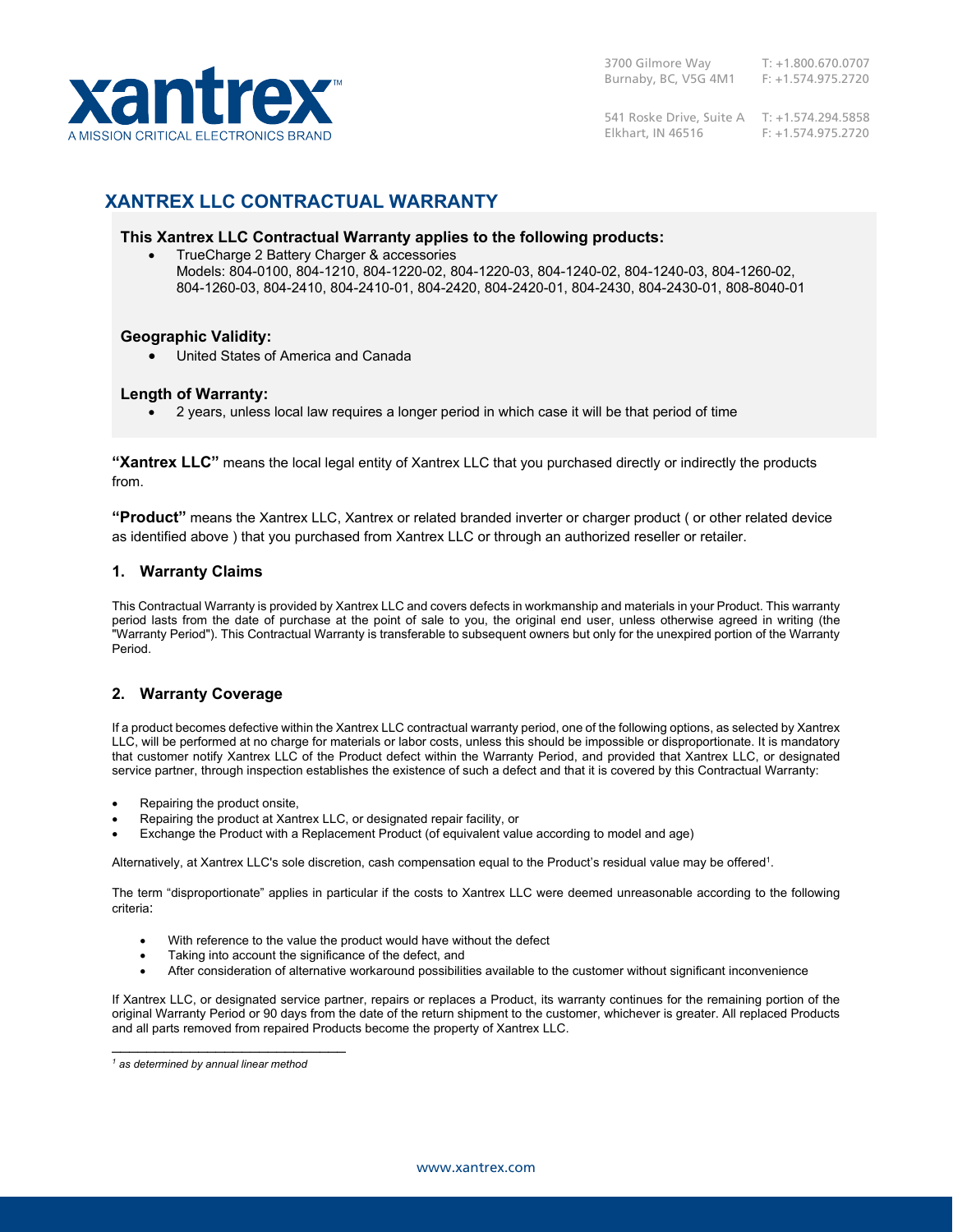3700 Gilmore Way
Burnaby, BC, V5G 4M1
T: +1.800.670.0707
F: +1.574.975.2720

541 Roske Drive, Suite A
Elkhart, IN 46516
T: +1.574.294.5858
F: +1.574.975.2720

# XANTREX LLC CONTRACTUAL WARRANTY

**This Xantrex LLC Contractual Warranty applies to the following products:**

- TrueCharge 2 Battery Charger & accessories
  Models: 804-0100, 804-1210, 804-1220-02, 804-1220-03, 804-1240-02, 804-1240-03, 804-1260-02, 804-1260-03, 804-2410, 804-2410-01, 804-2420, 804-2420-01, 804-2430, 804-2430-01, 808-8040-01

**Geographic Validity:**

- United States of America and Canada

**Length of Warranty:**

- 2 years, unless local law requires a longer period in which case it will be that period of time

**"Xantrex LLC"** means the local legal entity of Xantrex LLC that you purchased directly or indirectly the products from.

**"Product"** means the Xantrex LLC, Xantrex or related branded inverter or charger product ( or other related device as identified above ) that you purchased from Xantrex LLC or through an authorized reseller or retailer.

## 1. Warranty Claims

This Contractual Warranty is provided by Xantrex LLC and covers defects in workmanship and materials in your Product. This warranty period lasts from the date of purchase at the point of sale to you, the original end user, unless otherwise agreed in writing (the "Warranty Period"). This Contractual Warranty is transferable to subsequent owners but only for the unexpired portion of the Warranty Period.

## 2. Warranty Coverage

If a product becomes defective within the Xantrex LLC contractual warranty period, one of the following options, as selected by Xantrex LLC, will be performed at no charge for materials or labor costs, unless this should be impossible or disproportionate. It is mandatory that customer notify Xantrex LLC of the Product defect within the Warranty Period, and provided that Xantrex LLC, or designated service partner, through inspection establishes the existence of such a defect and that it is covered by this Contractual Warranty:

- Repairing the product onsite,
- Repairing the product at Xantrex LLC, or designated repair facility, or
- Exchange the Product with a Replacement Product (of equivalent value according to model and age)

Alternatively, at Xantrex LLC's sole discretion, cash compensation equal to the Product's residual value may be offered[1].

The term "disproportionate" applies in particular if the costs to Xantrex LLC were deemed unreasonable according to the following criteria:

- With reference to the value the product would have without the defect
- Taking into account the significance of the defect, and
- After consideration of alternative workaround possibilities available to the customer without significant inconvenience

If Xantrex LLC, or designated service partner, repairs or replaces a Product, its warranty continues for the remaining portion of the original Warranty Period or 90 days from the date of the return shipment to the customer, whichever is greater. All replaced Products and all parts removed from repaired Products become the property of Xantrex LLC.

[1] *as determined by annual linear method*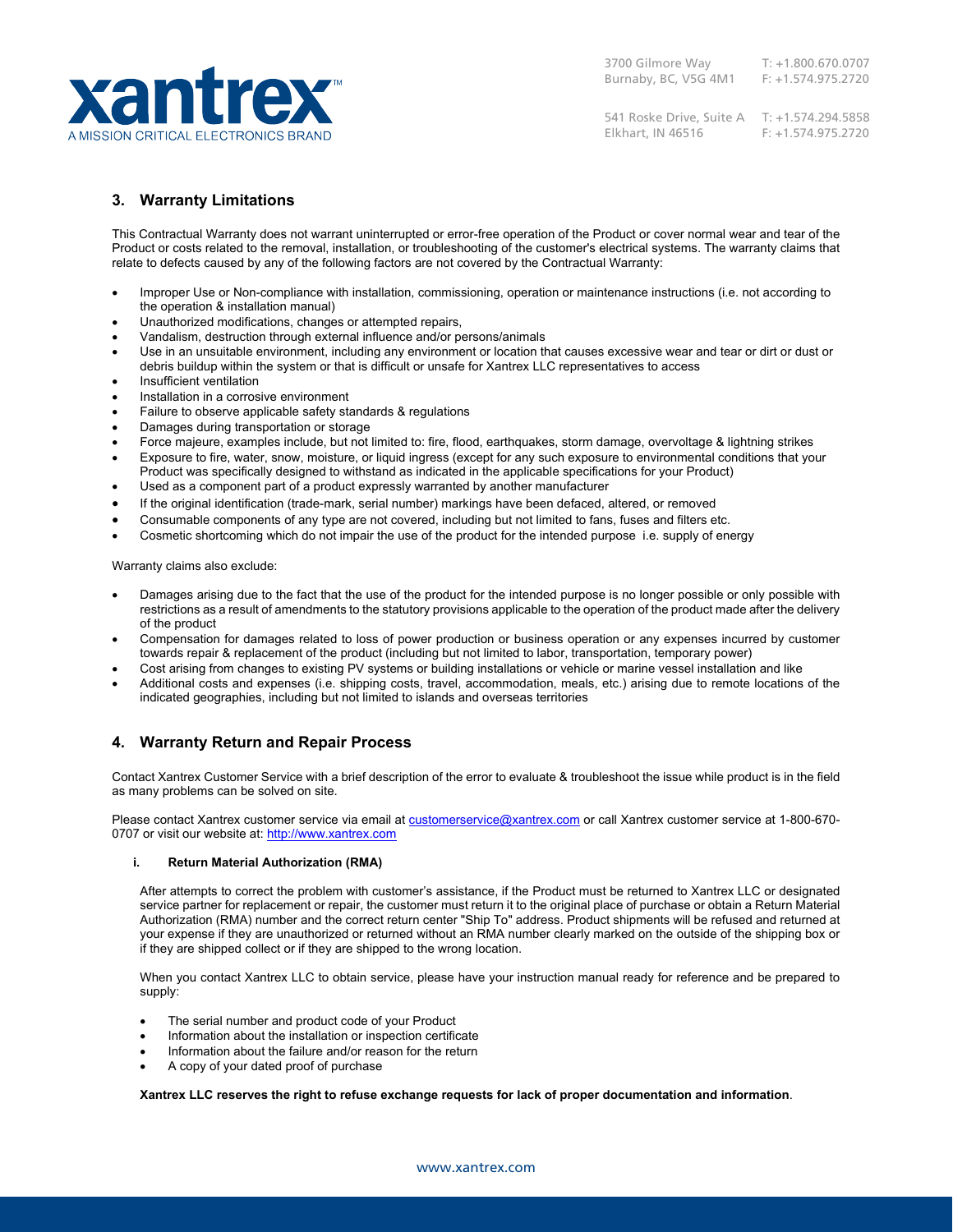## 3. Warranty Limitations

This Contractual Warranty does not warrant uninterrupted or error-free operation of the Product or cover normal wear and tear of the Product or costs related to the removal, installation, or troubleshooting of the customer's electrical systems. The warranty claims that relate to defects caused by any of the following factors are not covered by the Contractual Warranty:

- Improper Use or Non-compliance with installation, commissioning, operation or maintenance instructions (i.e. not according to the operation & installation manual)
- Unauthorized modifications, changes or attempted repairs,
- Vandalism, destruction through external influence and/or persons/animals
- Use in an unsuitable environment, including any environment or location that causes excessive wear and tear or dirt or dust or debris buildup within the system or that is difficult or unsafe for Xantrex LLC representatives to access
- Insufficient ventilation
- Installation in a corrosive environment
- Failure to observe applicable safety standards & regulations
- Damages during transportation or storage
- Force majeure, examples include, but not limited to: fire, flood, earthquakes, storm damage, overvoltage & lightning strikes
- Exposure to fire, water, snow, moisture, or liquid ingress (except for any such exposure to environmental conditions that your Product was specifically designed to withstand as indicated in the applicable specifications for your Product)
- Used as a component part of a product expressly warranted by another manufacturer
- If the original identification (trade-mark, serial number) markings have been defaced, altered, or removed
- Consumable components of any type are not covered, including but not limited to fans, fuses and filters etc.
- Cosmetic shortcoming which do not impair the use of the product for the intended purpose i.e. supply of energy

Warranty claims also exclude:

- Damages arising due to the fact that the use of the product for the intended purpose is no longer possible or only possible with restrictions as a result of amendments to the statutory provisions applicable to the operation of the product made after the delivery of the product
- Compensation for damages related to loss of power production or business operation or any expenses incurred by customer towards repair & replacement of the product (including but not limited to labor, transportation, temporary power)
- Cost arising from changes to existing PV systems or building installations or vehicle or marine vessel installation and like
- Additional costs and expenses (i.e. shipping costs, travel, accommodation, meals, etc.) arising due to remote locations of the indicated geographies, including but not limited to islands and overseas territories

## 4. Warranty Return and Repair Process

Contact Xantrex Customer Service with a brief description of the error to evaluate & troubleshoot the issue while product is in the field as many problems can be solved on site.

Please contact Xantrex customer service via email at customerservice@xantrex.com or call Xantrex customer service at 1-800-670-0707 or visit our website at: http://www.xantrex.com

### i. Return Material Authorization (RMA)

After attempts to correct the problem with customer's assistance, if the Product must be returned to Xantrex LLC or designated service partner for replacement or repair, the customer must return it to the original place of purchase or obtain a Return Material Authorization (RMA) number and the correct return center "Ship To" address. Product shipments will be refused and returned at your expense if they are unauthorized or returned without an RMA number clearly marked on the outside of the shipping box or if they are shipped collect or if they are shipped to the wrong location.

When you contact Xantrex LLC to obtain service, please have your instruction manual ready for reference and be prepared to supply:

- The serial number and product code of your Product
- Information about the installation or inspection certificate
- Information about the failure and/or reason for the return
- A copy of your dated proof of purchase

**Xantrex LLC reserves the right to refuse exchange requests for lack of proper documentation and information**.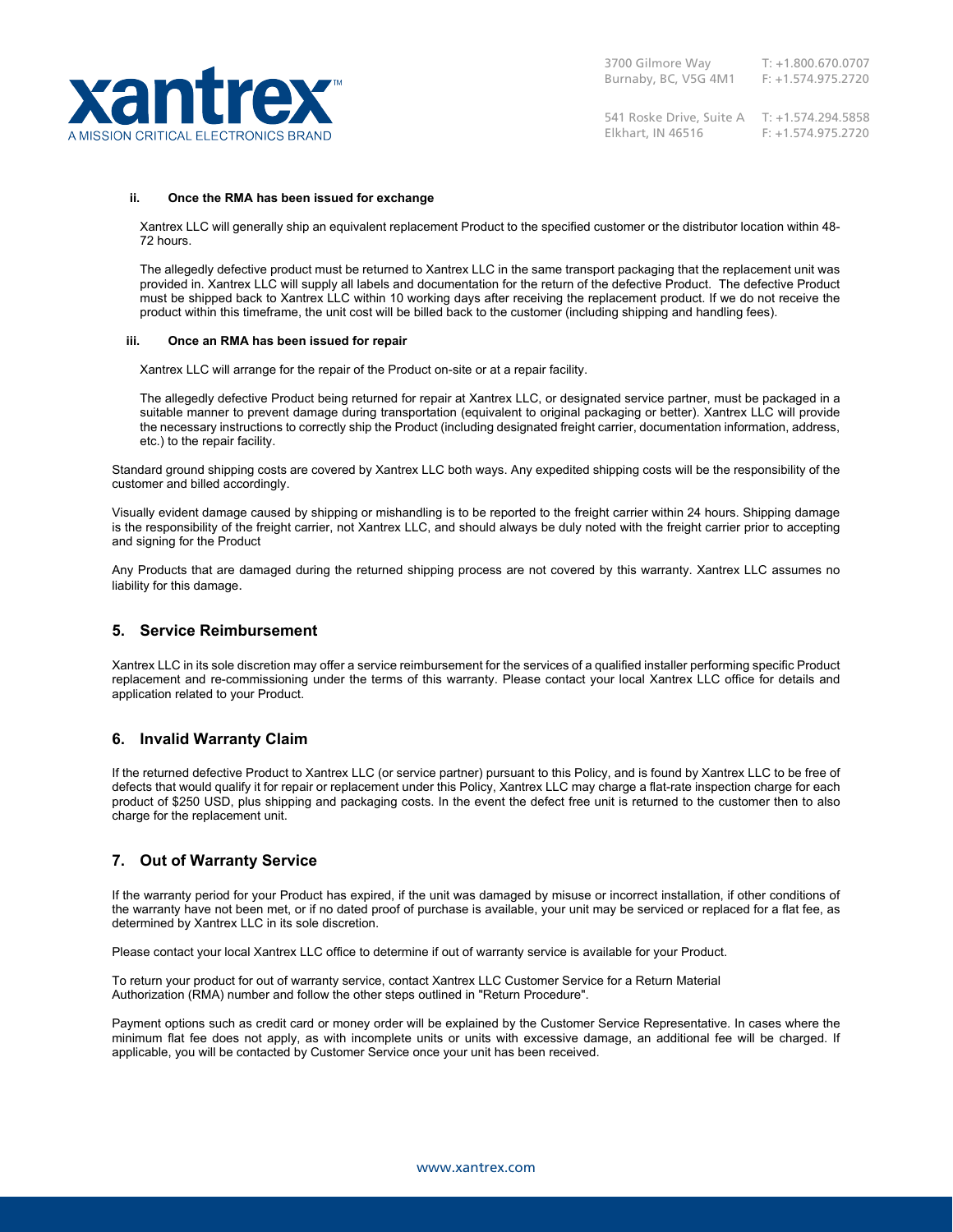#### ii. Once the RMA has been issued for exchange

Xantrex LLC will generally ship an equivalent replacement Product to the specified customer or the distributor location within 48-72 hours.

The allegedly defective product must be returned to Xantrex LLC in the same transport packaging that the replacement unit was provided in. Xantrex LLC will supply all labels and documentation for the return of the defective Product. The defective Product must be shipped back to Xantrex LLC within 10 working days after receiving the replacement product. If we do not receive the product within this timeframe, the unit cost will be billed back to the customer (including shipping and handling fees).

#### iii. Once an RMA has been issued for repair

Xantrex LLC will arrange for the repair of the Product on-site or at a repair facility.

The allegedly defective Product being returned for repair at Xantrex LLC, or designated service partner, must be packaged in a suitable manner to prevent damage during transportation (equivalent to original packaging or better). Xantrex LLC will provide the necessary instructions to correctly ship the Product (including designated freight carrier, documentation information, address, etc.) to the repair facility.

Standard ground shipping costs are covered by Xantrex LLC both ways. Any expedited shipping costs will be the responsibility of the customer and billed accordingly.

Visually evident damage caused by shipping or mishandling is to be reported to the freight carrier within 24 hours. Shipping damage is the responsibility of the freight carrier, not Xantrex LLC, and should always be duly noted with the freight carrier prior to accepting and signing for the Product

Any Products that are damaged during the returned shipping process are not covered by this warranty. Xantrex LLC assumes no liability for this damage.

## 5. Service Reimbursement

Xantrex LLC in its sole discretion may offer a service reimbursement for the services of a qualified installer performing specific Product replacement and re-commissioning under the terms of this warranty. Please contact your local Xantrex LLC office for details and application related to your Product.

## 6. Invalid Warranty Claim

If the returned defective Product to Xantrex LLC (or service partner) pursuant to this Policy, and is found by Xantrex LLC to be free of defects that would qualify it for repair or replacement under this Policy, Xantrex LLC may charge a flat-rate inspection charge for each product of $250 USD, plus shipping and packaging costs. In the event the defect free unit is returned to the customer then to also charge for the replacement unit.

## 7. Out of Warranty Service

If the warranty period for your Product has expired, if the unit was damaged by misuse or incorrect installation, if other conditions of the warranty have not been met, or if no dated proof of purchase is available, your unit may be serviced or replaced for a flat fee, as determined by Xantrex LLC in its sole discretion.

Please contact your local Xantrex LLC office to determine if out of warranty service is available for your Product.

To return your product for out of warranty service, contact Xantrex LLC Customer Service for a Return Material Authorization (RMA) number and follow the other steps outlined in "Return Procedure".

Payment options such as credit card or money order will be explained by the Customer Service Representative. In cases where the minimum flat fee does not apply, as with incomplete units or units with excessive damage, an additional fee will be charged. If applicable, you will be contacted by Customer Service once your unit has been received.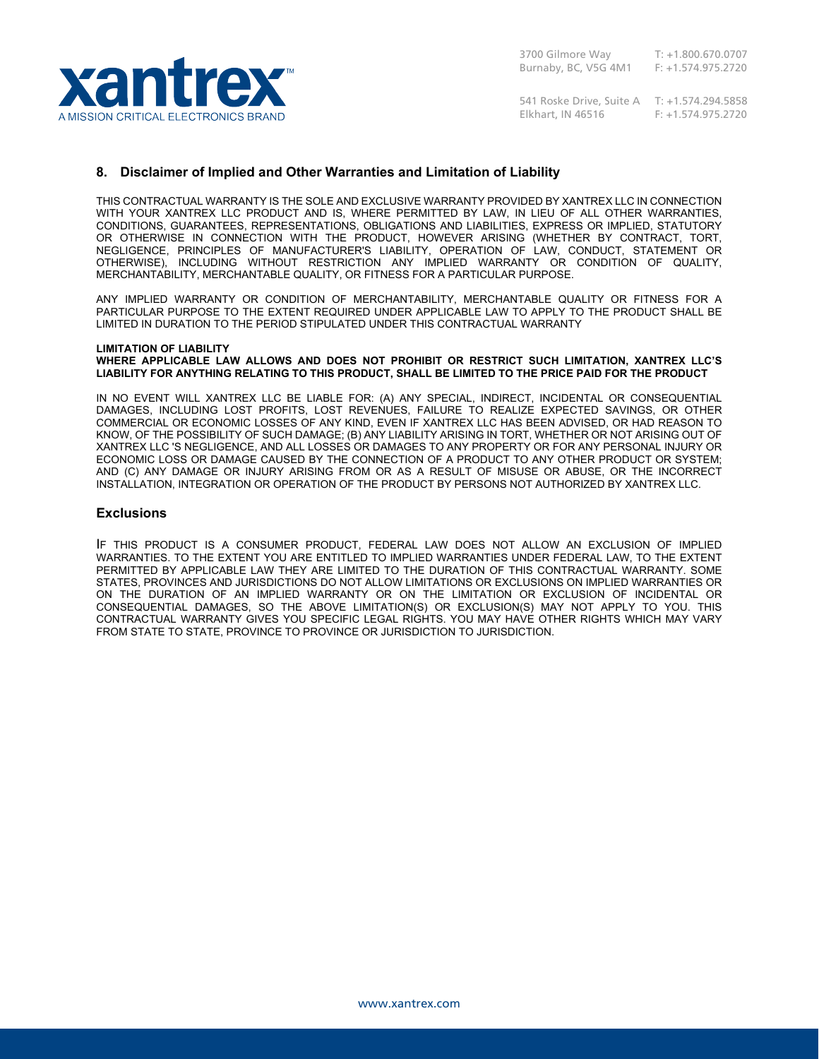## 8. Disclaimer of Implied and Other Warranties and Limitation of Liability

THIS CONTRACTUAL WARRANTY IS THE SOLE AND EXCLUSIVE WARRANTY PROVIDED BY XANTREX LLC IN CONNECTION WITH YOUR XANTREX LLC PRODUCT AND IS, WHERE PERMITTED BY LAW, IN LIEU OF ALL OTHER WARRANTIES, CONDITIONS, GUARANTEES, REPRESENTATIONS, OBLIGATIONS AND LIABILITIES, EXPRESS OR IMPLIED, STATUTORY OR OTHERWISE IN CONNECTION WITH THE PRODUCT, HOWEVER ARISING (WHETHER BY CONTRACT, TORT, NEGLIGENCE, PRINCIPLES OF MANUFACTURER'S LIABILITY, OPERATION OF LAW, CONDUCT, STATEMENT OR OTHERWISE), INCLUDING WITHOUT RESTRICTION ANY IMPLIED WARRANTY OR CONDITION OF QUALITY, MERCHANTABILITY, MERCHANTABLE QUALITY, OR FITNESS FOR A PARTICULAR PURPOSE.

ANY IMPLIED WARRANTY OR CONDITION OF MERCHANTABILITY, MERCHANTABLE QUALITY OR FITNESS FOR A PARTICULAR PURPOSE TO THE EXTENT REQUIRED UNDER APPLICABLE LAW TO APPLY TO THE PRODUCT SHALL BE LIMITED IN DURATION TO THE PERIOD STIPULATED UNDER THIS CONTRACTUAL WARRANTY

**LIMITATION OF LIABILITY**
**WHERE APPLICABLE LAW ALLOWS AND DOES NOT PROHIBIT OR RESTRICT SUCH LIMITATION, XANTREX LLC'S LIABILITY FOR ANYTHING RELATING TO THIS PRODUCT, SHALL BE LIMITED TO THE PRICE PAID FOR THE PRODUCT**

IN NO EVENT WILL XANTREX LLC BE LIABLE FOR: (A) ANY SPECIAL, INDIRECT, INCIDENTAL OR CONSEQUENTIAL DAMAGES, INCLUDING LOST PROFITS, LOST REVENUES, FAILURE TO REALIZE EXPECTED SAVINGS, OR OTHER COMMERCIAL OR ECONOMIC LOSSES OF ANY KIND, EVEN IF XANTREX LLC HAS BEEN ADVISED, OR HAD REASON TO KNOW, OF THE POSSIBILITY OF SUCH DAMAGE; (B) ANY LIABILITY ARISING IN TORT, WHETHER OR NOT ARISING OUT OF XANTREX LLC 'S NEGLIGENCE, AND ALL LOSSES OR DAMAGES TO ANY PROPERTY OR FOR ANY PERSONAL INJURY OR ECONOMIC LOSS OR DAMAGE CAUSED BY THE CONNECTION OF A PRODUCT TO ANY OTHER PRODUCT OR SYSTEM; AND (C) ANY DAMAGE OR INJURY ARISING FROM OR AS A RESULT OF MISUSE OR ABUSE, OR THE INCORRECT INSTALLATION, INTEGRATION OR OPERATION OF THE PRODUCT BY PERSONS NOT AUTHORIZED BY XANTREX LLC.

## Exclusions

IF THIS PRODUCT IS A CONSUMER PRODUCT, FEDERAL LAW DOES NOT ALLOW AN EXCLUSION OF IMPLIED WARRANTIES. TO THE EXTENT YOU ARE ENTITLED TO IMPLIED WARRANTIES UNDER FEDERAL LAW, TO THE EXTENT PERMITTED BY APPLICABLE LAW THEY ARE LIMITED TO THE DURATION OF THIS CONTRACTUAL WARRANTY. SOME STATES, PROVINCES AND JURISDICTIONS DO NOT ALLOW LIMITATIONS OR EXCLUSIONS ON IMPLIED WARRANTIES OR ON THE DURATION OF AN IMPLIED WARRANTY OR ON THE LIMITATION OR EXCLUSION OF INCIDENTAL OR CONSEQUENTIAL DAMAGES, SO THE ABOVE LIMITATION(S) OR EXCLUSION(S) MAY NOT APPLY TO YOU. THIS CONTRACTUAL WARRANTY GIVES YOU SPECIFIC LEGAL RIGHTS. YOU MAY HAVE OTHER RIGHTS WHICH MAY VARY FROM STATE TO STATE, PROVINCE TO PROVINCE OR JURISDICTION TO JURISDICTION.